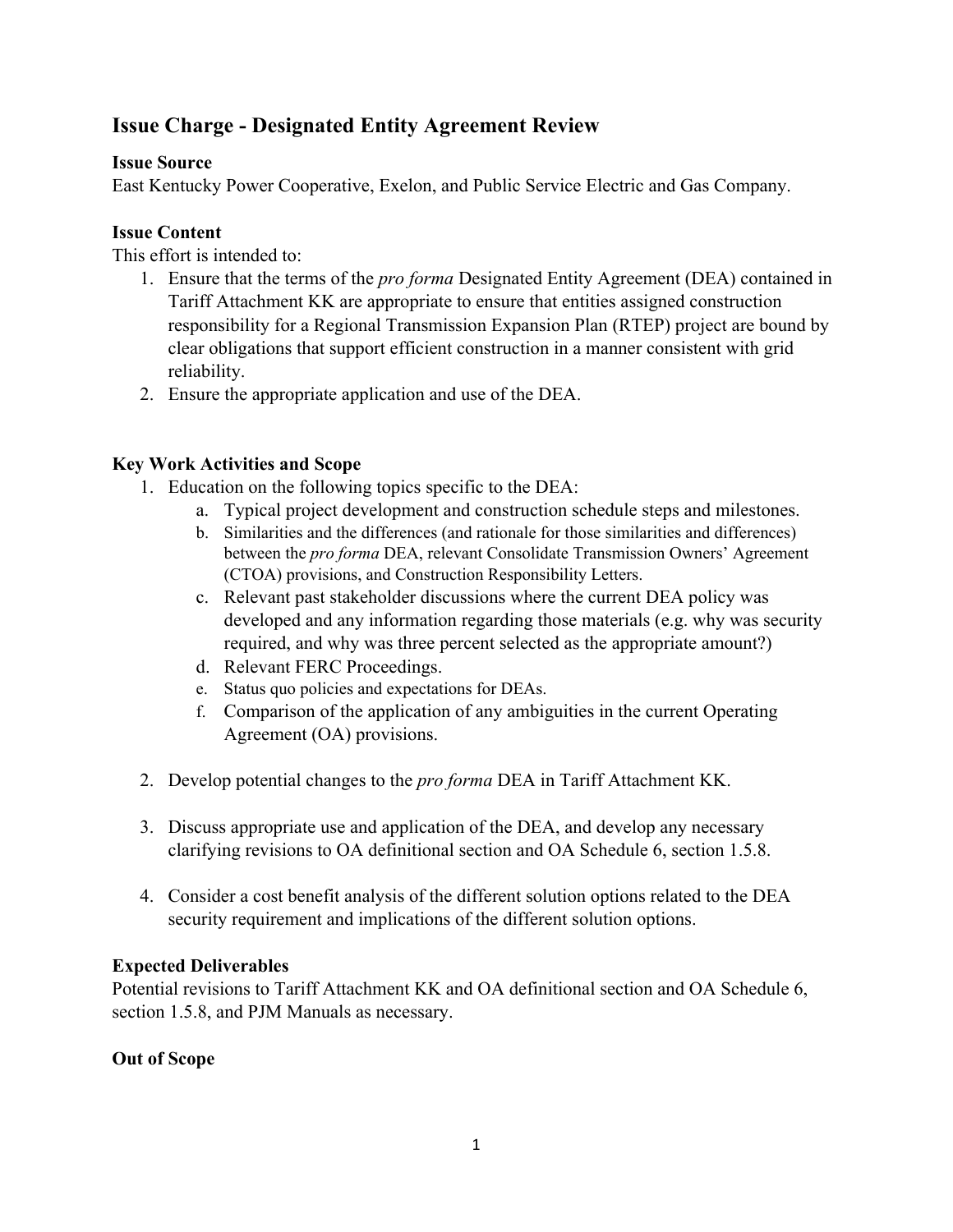## Issue Charge - Designated Entity Agreement Review

### Issue Source

East Kentucky Power Cooperative, Exelon, and Public Service Electric and Gas Company.

### Issue Content

This effort is intended to:

1. Ensure that the terms of the *pro forma* Designated Entity Agreement (DEA) contained in Tariff Attachment KK are appropriate to ensure that entities assigned construction responsibility for a Regional Transmission Expansion Plan (RTEP) project are bound by clear obligations that support efficient construction in a manner consistent with grid reliability.
2. Ensure the appropriate application and use of the DEA.

### Key Work Activities and Scope

1. Education on the following topics specific to the DEA:
   a. Typical project development and construction schedule steps and milestones.
   b. Similarities and the differences (and rationale for those similarities and differences) between the *pro forma* DEA, relevant Consolidate Transmission Owners' Agreement (CTOA) provisions, and Construction Responsibility Letters.
   c. Relevant past stakeholder discussions where the current DEA policy was developed and any information regarding those materials (e.g. why was security required, and why was three percent selected as the appropriate amount?)
   d. Relevant FERC Proceedings.
   e. Status quo policies and expectations for DEAs.
   f. Comparison of the application of any ambiguities in the current Operating Agreement (OA) provisions.

2. Develop potential changes to the *pro forma* DEA in Tariff Attachment KK.

3. Discuss appropriate use and application of the DEA, and develop any necessary clarifying revisions to OA definitional section and OA Schedule 6, section 1.5.8.

4. Consider a cost benefit analysis of the different solution options related to the DEA security requirement and implications of the different solution options.

### Expected Deliverables

Potential revisions to Tariff Attachment KK and OA definitional section and OA Schedule 6, section 1.5.8, and PJM Manuals as necessary.

### Out of Scope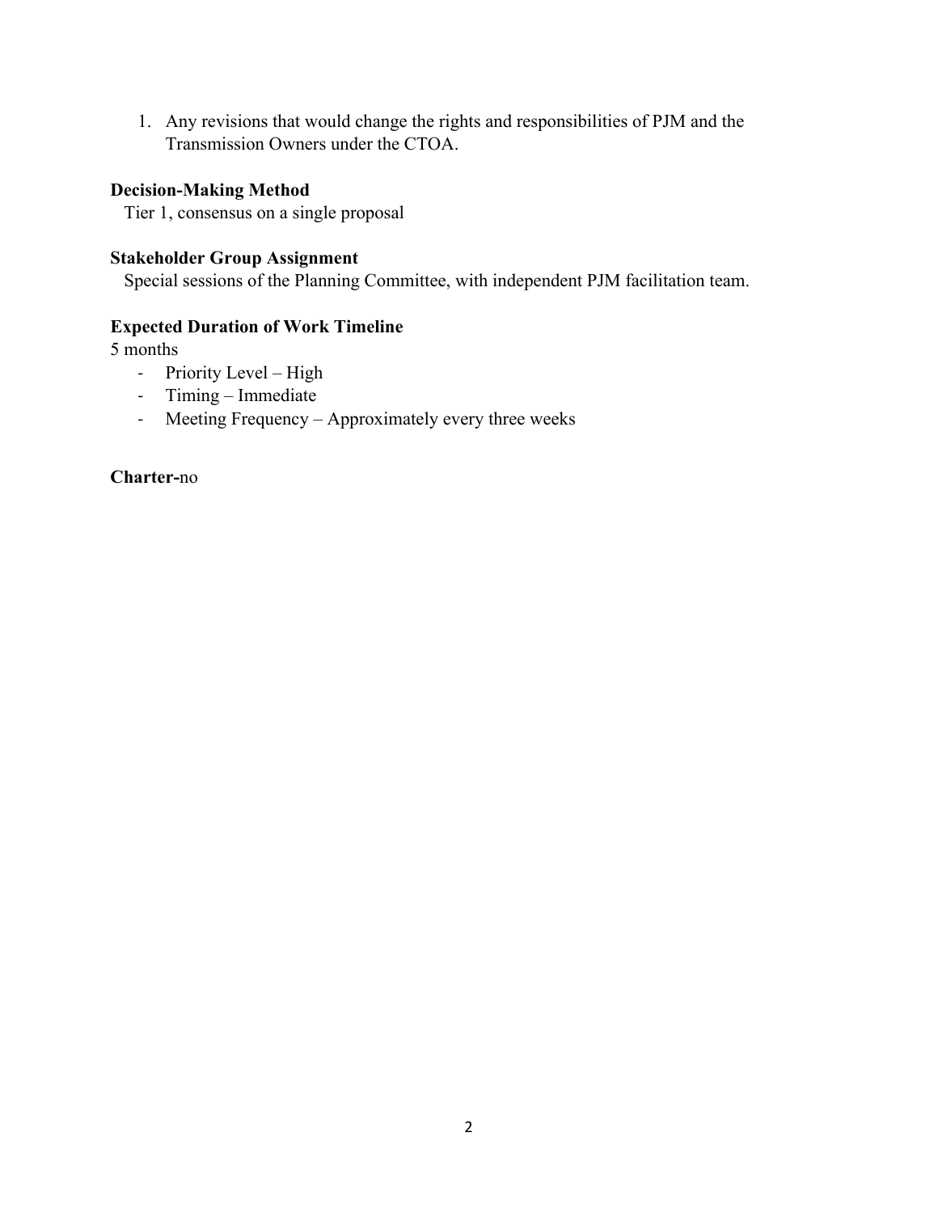1. Any revisions that would change the rights and responsibilities of PJM and the Transmission Owners under the CTOA.

**Decision-Making Method**

Tier 1, consensus on a single proposal

**Stakeholder Group Assignment**

Special sessions of the Planning Committee, with independent PJM facilitation team.

**Expected Duration of Work Timeline**

5 months

- Priority Level – High
- Timing – Immediate
- Meeting Frequency – Approximately every three weeks

**Charter-**no